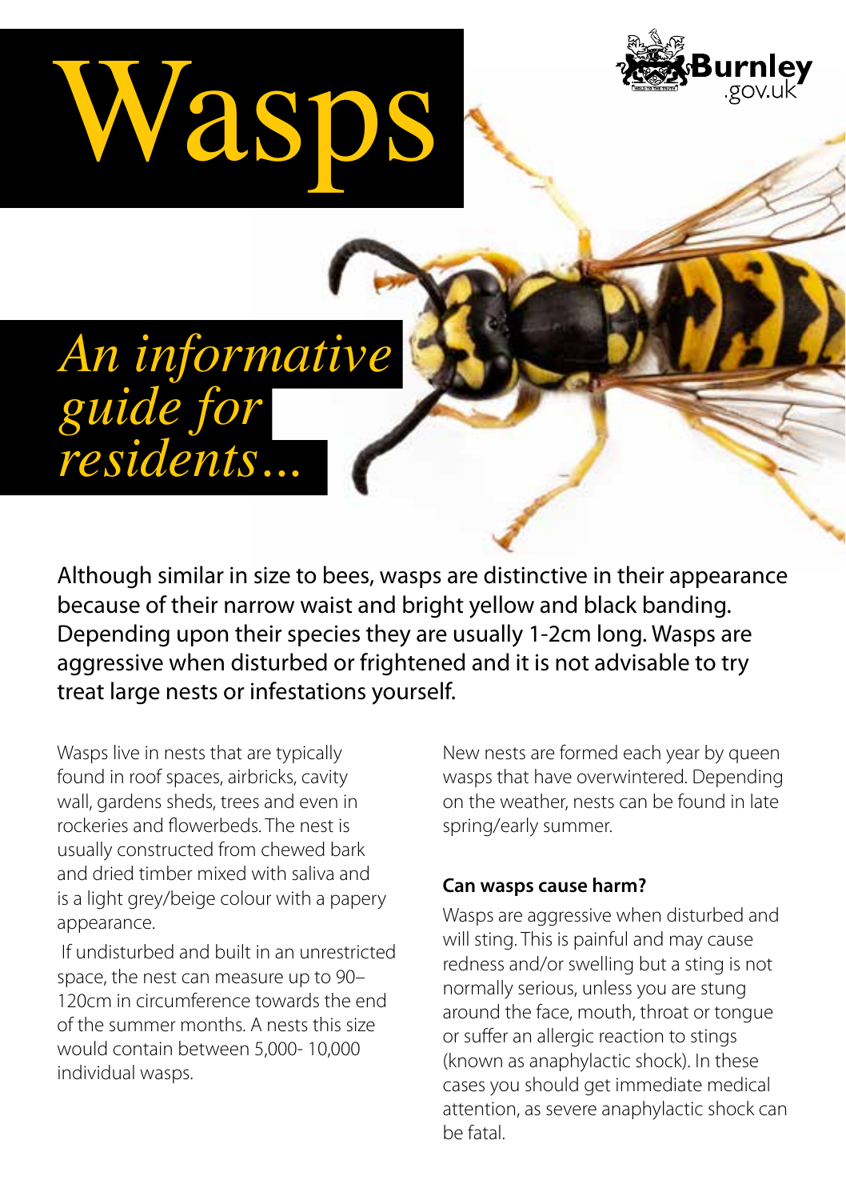# Wasps

*An informative guide for residents...*

Burnley .gov.uk

Although similar in size to bees, wasps are distinctive in their appearance because of their narrow waist and bright yellow and black banding. Depending upon their species they are usually 1-2cm long. Wasps are aggressive when disturbed or frightened and it is not advisable to try treat large nests or infestations yourself.

Wasps live in nests that are typically found in roof spaces, airbricks, cavity wall, gardens sheds, trees and even in rockeries and flowerbeds. The nest is usually constructed from chewed bark and dried timber mixed with saliva and is a light grey/beige colour with a papery appearance.

If undisturbed and built in an unrestricted space, the nest can measure up to 90–120cm in circumference towards the end of the summer months. A nests this size would contain between 5,000- 10,000 individual wasps.

New nests are formed each year by queen wasps that have overwintered. Depending on the weather, nests can be found in late spring/early summer.

### Can wasps cause harm?

Wasps are aggressive when disturbed and will sting. This is painful and may cause redness and/or swelling but a sting is not normally serious, unless you are stung around the face, mouth, throat or tongue or suffer an allergic reaction to stings (known as anaphylactic shock). In these cases you should get immediate medical attention, as severe anaphylactic shock can be fatal.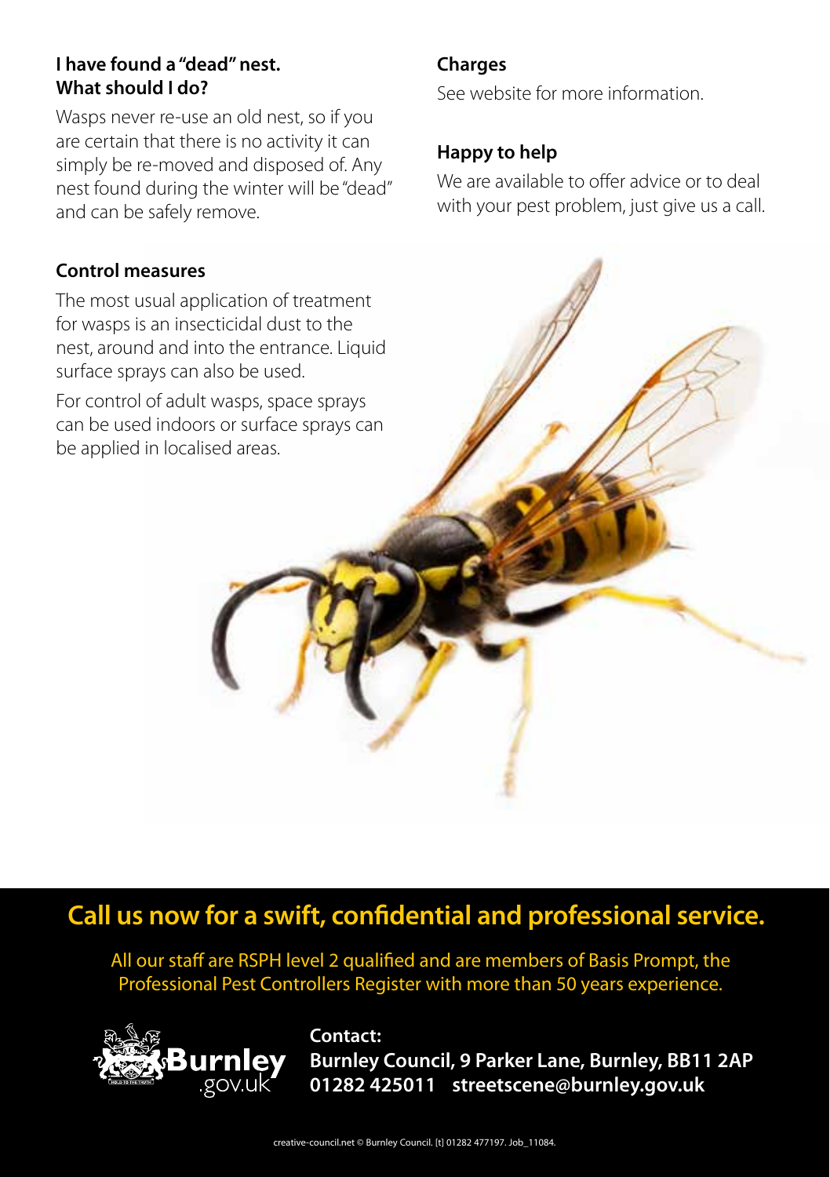### I have found a "dead" nest. What should I do?

Wasps never re-use an old nest, so if you are certain that there is no activity it can simply be re-moved and disposed of. Any nest found during the winter will be "dead" and can be safely remove.

### Control measures

The most usual application of treatment for wasps is an insecticidal dust to the nest, around and into the entrance. Liquid surface sprays can also be used.

For control of adult wasps, space sprays can be used indoors or surface sprays can be applied in localised areas.

### Charges

See website for more information.

### Happy to help

We are available to offer advice or to deal with your pest problem, just give us a call.

## Call us now for a swift, confidential and professional service.

All our staff are RSPH level 2 qualified and are members of Basis Prompt, the Professional Pest Controllers Register with more than 50 years experience.

Burnley.gov.uk

**Contact:**
**Burnley Council, 9 Parker Lane, Burnley, BB11 2AP**
**01282 425011 streetscene@burnley.gov.uk**

creative-council.net © Burnley Council. [t] 01282 477197. Job_11084.